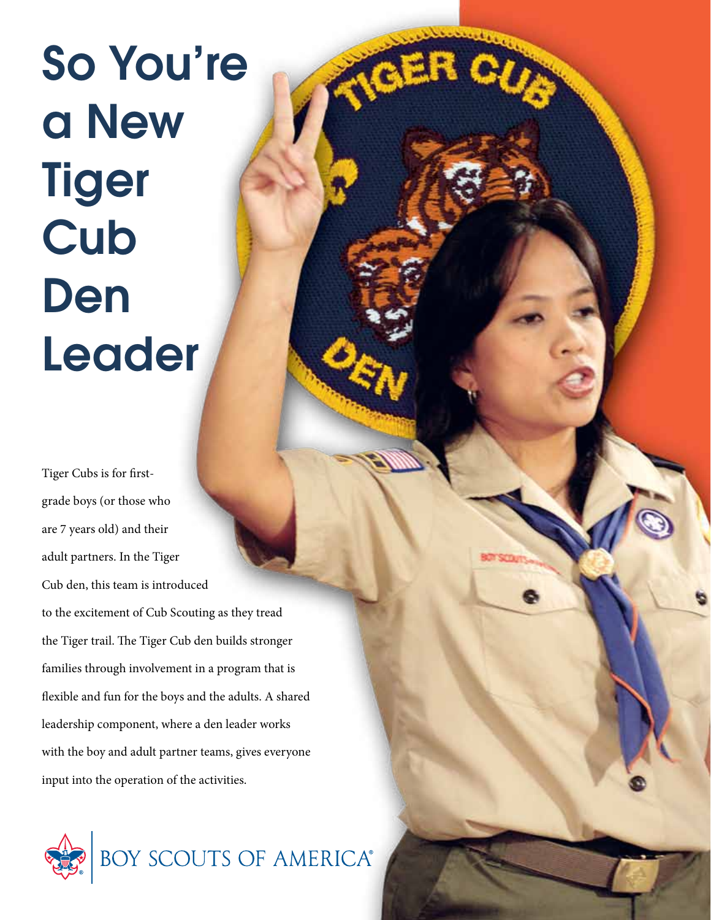# So You're a New Tiger Cub Den Leader

Tiger Cubs is for first-grade boys (or those who are 7 years old) and their adult partners. In the Tiger Cub den, this team is introduced to the excitement of Cub Scouting as they tread the Tiger trail. The Tiger Cub den builds stronger families through involvement in a program that is flexible and fun for the boys and the adults. A shared leadership component, where a den leader works with the boy and adult partner teams, gives everyone input into the operation of the activities.

BOY SCOUTS OF AMERICA®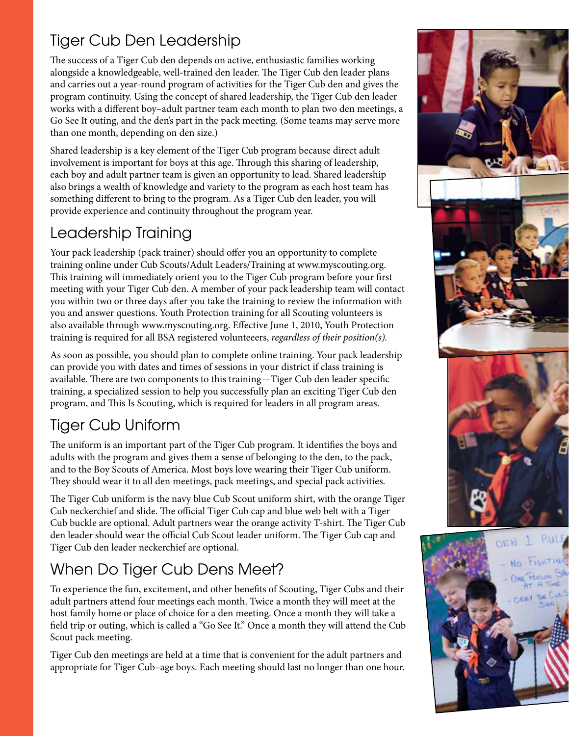## Tiger Cub Den Leadership

The success of a Tiger Cub den depends on active, enthusiastic families working alongside a knowledgeable, well-trained den leader. The Tiger Cub den leader plans and carries out a year-round program of activities for the Tiger Cub den and gives the program continuity. Using the concept of shared leadership, the Tiger Cub den leader works with a different boy–adult partner team each month to plan two den meetings, a Go See It outing, and the den's part in the pack meeting. (Some teams may serve more than one month, depending on den size.)

Shared leadership is a key element of the Tiger Cub program because direct adult involvement is important for boys at this age. Through this sharing of leadership, each boy and adult partner team is given an opportunity to lead. Shared leadership also brings a wealth of knowledge and variety to the program as each host team has something different to bring to the program. As a Tiger Cub den leader, you will provide experience and continuity throughout the program year.

## Leadership Training

Your pack leadership (pack trainer) should offer you an opportunity to complete training online under Cub Scouts/Adult Leaders/Training at www.myscouting.org. This training will immediately orient you to the Tiger Cub program before your first meeting with your Tiger Cub den. A member of your pack leadership team will contact you within two or three days after you take the training to review the information with you and answer questions. Youth Protection training for all Scouting volunteers is also available through www.myscouting.org. Effective June 1, 2010, Youth Protection training is required for all BSA registered volunteeers, *regardless of their position(s).*

As soon as possible, you should plan to complete online training. Your pack leadership can provide you with dates and times of sessions in your district if class training is available. There are two components to this training—Tiger Cub den leader specific training, a specialized session to help you successfully plan an exciting Tiger Cub den program, and This Is Scouting, which is required for leaders in all program areas.

## Tiger Cub Uniform

The uniform is an important part of the Tiger Cub program. It identifies the boys and adults with the program and gives them a sense of belonging to the den, to the pack, and to the Boy Scouts of America. Most boys love wearing their Tiger Cub uniform. They should wear it to all den meetings, pack meetings, and special pack activities.

The Tiger Cub uniform is the navy blue Cub Scout uniform shirt, with the orange Tiger Cub neckerchief and slide. The official Tiger Cub cap and blue web belt with a Tiger Cub buckle are optional. Adult partners wear the orange activity T-shirt. The Tiger Cub den leader should wear the official Cub Scout leader uniform. The Tiger Cub cap and Tiger Cub den leader neckerchief are optional.

## When Do Tiger Cub Dens Meet?

To experience the fun, excitement, and other benefits of Scouting, Tiger Cubs and their adult partners attend four meetings each month. Twice a month they will meet at the host family home or place of choice for a den meeting. Once a month they will take a field trip or outing, which is called a "Go See It." Once a month they will attend the Cub Scout pack meeting.

Tiger Cub den meetings are held at a time that is convenient for the adult partners and appropriate for Tiger Cub–age boys. Each meeting should last no longer than one hour.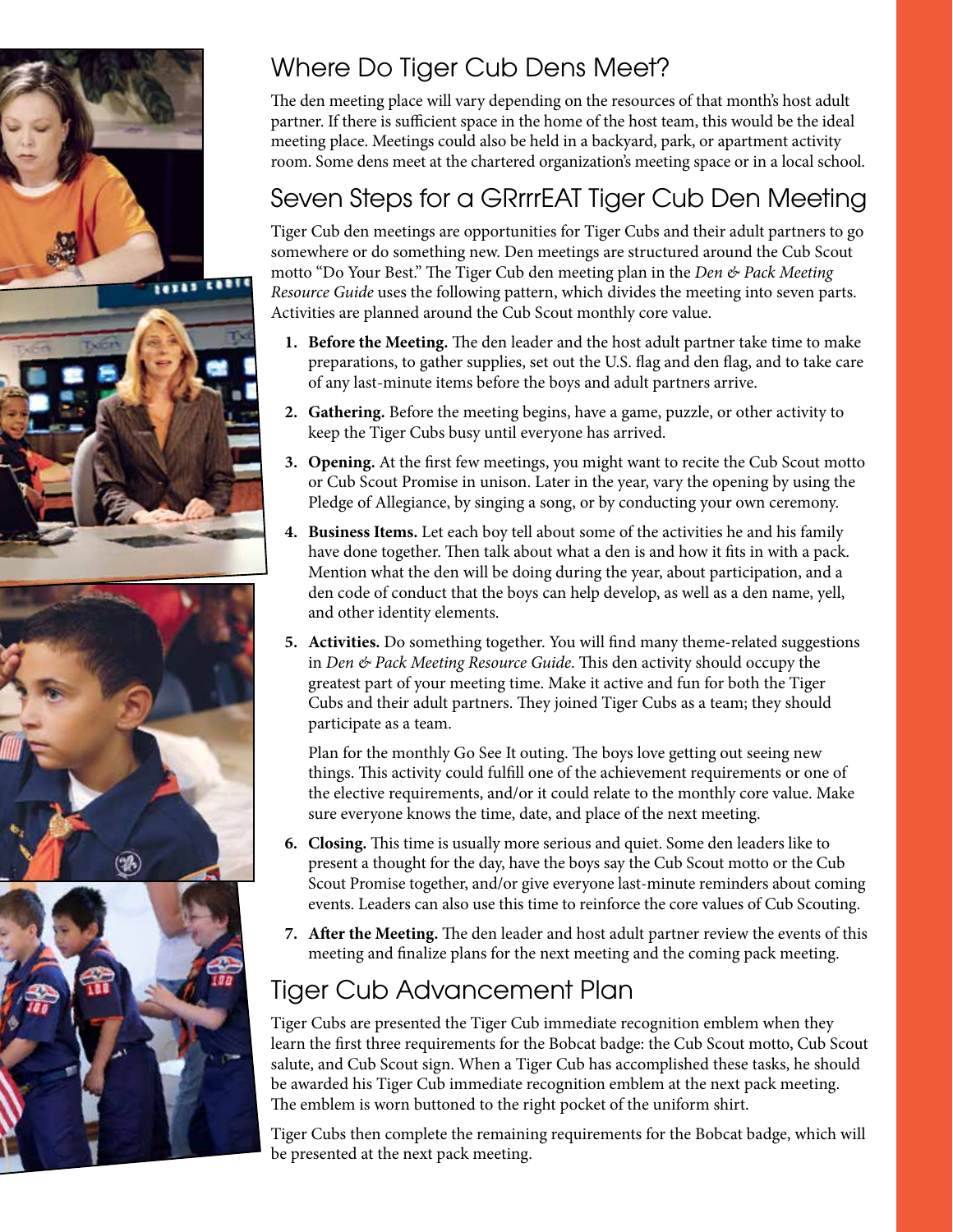## Where Do Tiger Cub Dens Meet?

The den meeting place will vary depending on the resources of that month's host adult partner. If there is sufficient space in the home of the host team, this would be the ideal meeting place. Meetings could also be held in a backyard, park, or apartment activity room. Some dens meet at the chartered organization's meeting space or in a local school.

## Seven Steps for a GRrrrEAT Tiger Cub Den Meeting

Tiger Cub den meetings are opportunities for Tiger Cubs and their adult partners to go somewhere or do something new. Den meetings are structured around the Cub Scout motto "Do Your Best." The Tiger Cub den meeting plan in the *Den & Pack Meeting Resource Guide* uses the following pattern, which divides the meeting into seven parts. Activities are planned around the Cub Scout monthly core value.

1. **Before the Meeting.** The den leader and the host adult partner take time to make preparations, to gather supplies, set out the U.S. flag and den flag, and to take care of any last-minute items before the boys and adult partners arrive.
2. **Gathering.** Before the meeting begins, have a game, puzzle, or other activity to keep the Tiger Cubs busy until everyone has arrived.
3. **Opening.** At the first few meetings, you might want to recite the Cub Scout motto or Cub Scout Promise in unison. Later in the year, vary the opening by using the Pledge of Allegiance, by singing a song, or by conducting your own ceremony.
4. **Business Items.** Let each boy tell about some of the activities he and his family have done together. Then talk about what a den is and how it fits in with a pack. Mention what the den will be doing during the year, about participation, and a den code of conduct that the boys can help develop, as well as a den name, yell, and other identity elements.
5. **Activities.** Do something together. You will find many theme-related suggestions in *Den & Pack Meeting Resource Guide*. This den activity should occupy the greatest part of your meeting time. Make it active and fun for both the Tiger Cubs and their adult partners. They joined Tiger Cubs as a team; they should participate as a team.

   Plan for the monthly Go See It outing. The boys love getting out seeing new things. This activity could fulfill one of the achievement requirements or one of the elective requirements, and/or it could relate to the monthly core value. Make sure everyone knows the time, date, and place of the next meeting.
6. **Closing.** This time is usually more serious and quiet. Some den leaders like to present a thought for the day, have the boys say the Cub Scout motto or the Cub Scout Promise together, and/or give everyone last-minute reminders about coming events. Leaders can also use this time to reinforce the core values of Cub Scouting.
7. **After the Meeting.** The den leader and host adult partner review the events of this meeting and finalize plans for the next meeting and the coming pack meeting.

## Tiger Cub Advancement Plan

Tiger Cubs are presented the Tiger Cub immediate recognition emblem when they learn the first three requirements for the Bobcat badge: the Cub Scout motto, Cub Scout salute, and Cub Scout sign. When a Tiger Cub has accomplished these tasks, he should be awarded his Tiger Cub immediate recognition emblem at the next pack meeting. The emblem is worn buttoned to the right pocket of the uniform shirt.

Tiger Cubs then complete the remaining requirements for the Bobcat badge, which will be presented at the next pack meeting.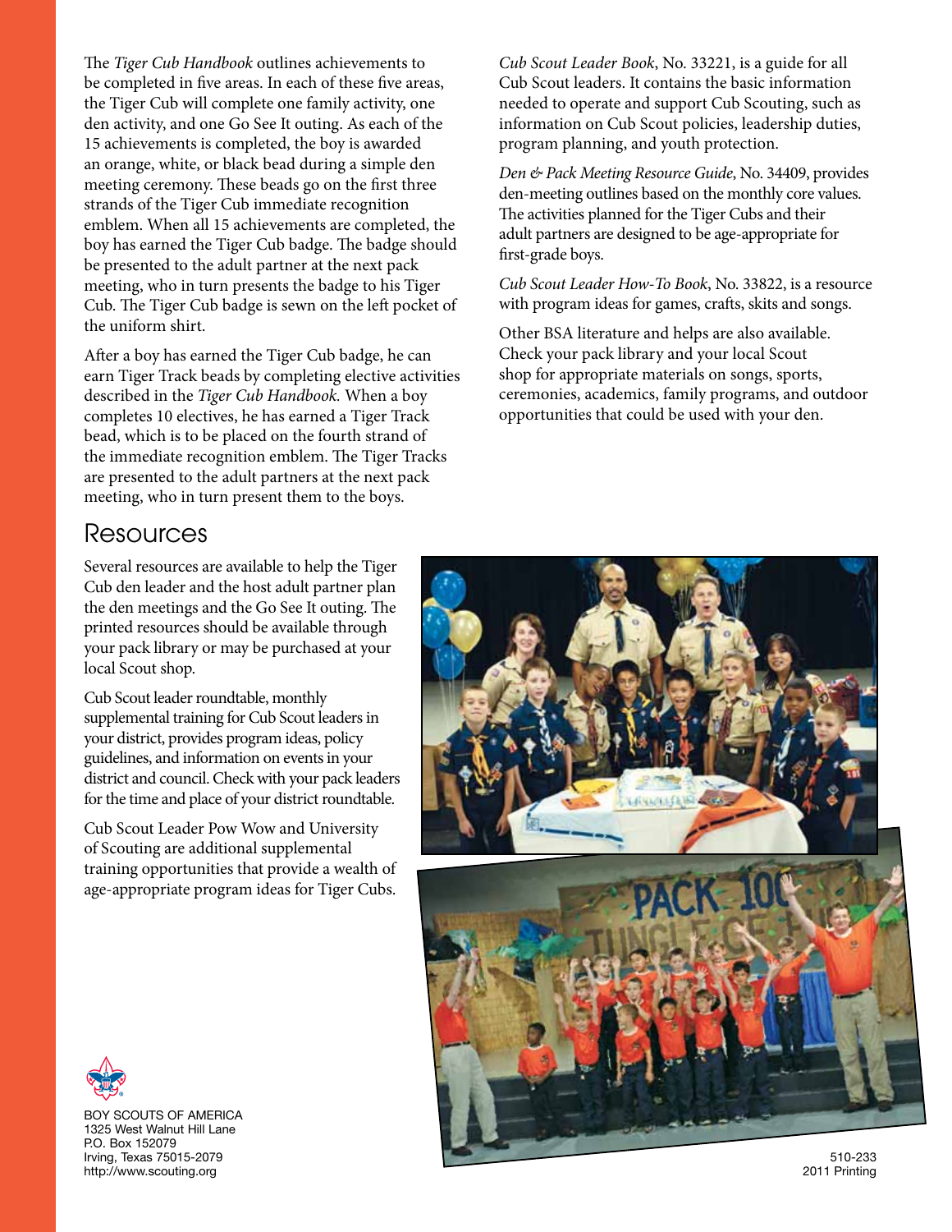The *Tiger Cub Handbook* outlines achievements to be completed in five areas. In each of these five areas, the Tiger Cub will complete one family activity, one den activity, and one Go See It outing. As each of the 15 achievements is completed, the boy is awarded an orange, white, or black bead during a simple den meeting ceremony. These beads go on the first three strands of the Tiger Cub immediate recognition emblem. When all 15 achievements are completed, the boy has earned the Tiger Cub badge. The badge should be presented to the adult partner at the next pack meeting, who in turn presents the badge to his Tiger Cub. The Tiger Cub badge is sewn on the left pocket of the uniform shirt.

After a boy has earned the Tiger Cub badge, he can earn Tiger Track beads by completing elective activities described in the *Tiger Cub Handbook.* When a boy completes 10 electives, he has earned a Tiger Track bead, which is to be placed on the fourth strand of the immediate recognition emblem. The Tiger Tracks are presented to the adult partners at the next pack meeting, who in turn present them to the boys.

## Resources

Several resources are available to help the Tiger Cub den leader and the host adult partner plan the den meetings and the Go See It outing. The printed resources should be available through your pack library or may be purchased at your local Scout shop.

Cub Scout leader roundtable, monthly supplemental training for Cub Scout leaders in your district, provides program ideas, policy guidelines, and information on events in your district and council. Check with your pack leaders for the time and place of your district roundtable.

Cub Scout Leader Pow Wow and University of Scouting are additional supplemental training opportunities that provide a wealth of age-appropriate program ideas for Tiger Cubs.

*Cub Scout Leader Book*, No. 33221, is a guide for all Cub Scout leaders. It contains the basic information needed to operate and support Cub Scouting, such as information on Cub Scout policies, leadership duties, program planning, and youth protection.

*Den & Pack Meeting Resource Guide*, No. 34409, provides den-meeting outlines based on the monthly core values. The activities planned for the Tiger Cubs and their adult partners are designed to be age-appropriate for first-grade boys.

*Cub Scout Leader How-To Book*, No. 33822, is a resource with program ideas for games, crafts, skits and songs.

Other BSA literature and helps are also available. Check your pack library and your local Scout shop for appropriate materials on songs, sports, ceremonies, academics, family programs, and outdoor opportunities that could be used with your den.

BOY SCOUTS OF AMERICA
1325 West Walnut Hill Lane
P.O. Box 152079
Irving, Texas 75015-2079
http://www.scouting.org

510-233
2011 Printing